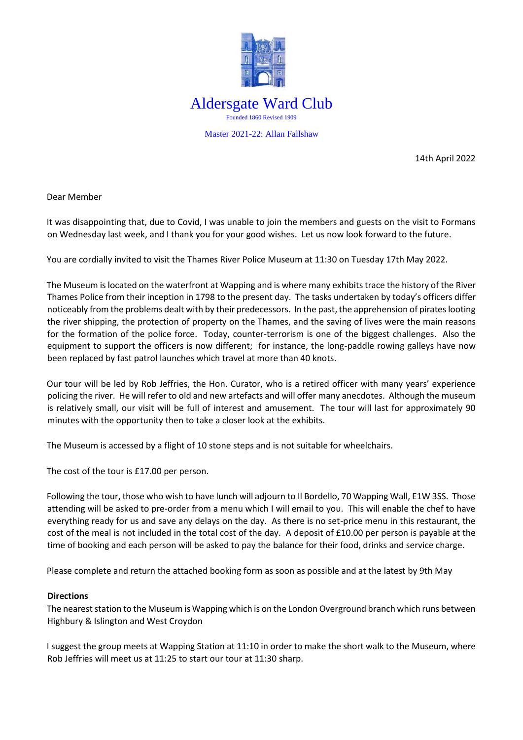# Aldersgate Ward Club

Founded 1860 Revised 1909

Master 2021-22: Allan Fallshaw

14th April 2022

Dear Member

It was disappointing that, due to Covid, I was unable to join the members and guests on the visit to Formans on Wednesday last week, and I thank you for your good wishes. Let us now look forward to the future.

You are cordially invited to visit the Thames River Police Museum at 11:30 on Tuesday 17th May 2022.

The Museum is located on the waterfront at Wapping and is where many exhibits trace the history of the River Thames Police from their inception in 1798 to the present day. The tasks undertaken by today's officers differ noticeably from the problems dealt with by their predecessors. In the past, the apprehension of pirates looting the river shipping, the protection of property on the Thames, and the saving of lives were the main reasons for the formation of the police force. Today, counter-terrorism is one of the biggest challenges. Also the equipment to support the officers is now different; for instance, the long-paddle rowing galleys have now been replaced by fast patrol launches which travel at more than 40 knots.

Our tour will be led by Rob Jeffries, the Hon. Curator, who is a retired officer with many years' experience policing the river. He will refer to old and new artefacts and will offer many anecdotes. Although the museum is relatively small, our visit will be full of interest and amusement. The tour will last for approximately 90 minutes with the opportunity then to take a closer look at the exhibits.

The Museum is accessed by a flight of 10 stone steps and is not suitable for wheelchairs.

The cost of the tour is £17.00 per person.

Following the tour, those who wish to have lunch will adjourn to Il Bordello, 70 Wapping Wall, E1W 3SS. Those attending will be asked to pre-order from a menu which I will email to you. This will enable the chef to have everything ready for us and save any delays on the day. As there is no set-price menu in this restaurant, the cost of the meal is not included in the total cost of the day. A deposit of £10.00 per person is payable at the time of booking and each person will be asked to pay the balance for their food, drinks and service charge.

Please complete and return the attached booking form as soon as possible and at the latest by 9th May

**Directions**

The nearest station to the Museum is Wapping which is on the London Overground branch which runs between Highbury & Islington and West Croydon

I suggest the group meets at Wapping Station at 11:10 in order to make the short walk to the Museum, where Rob Jeffries will meet us at 11:25 to start our tour at 11:30 sharp.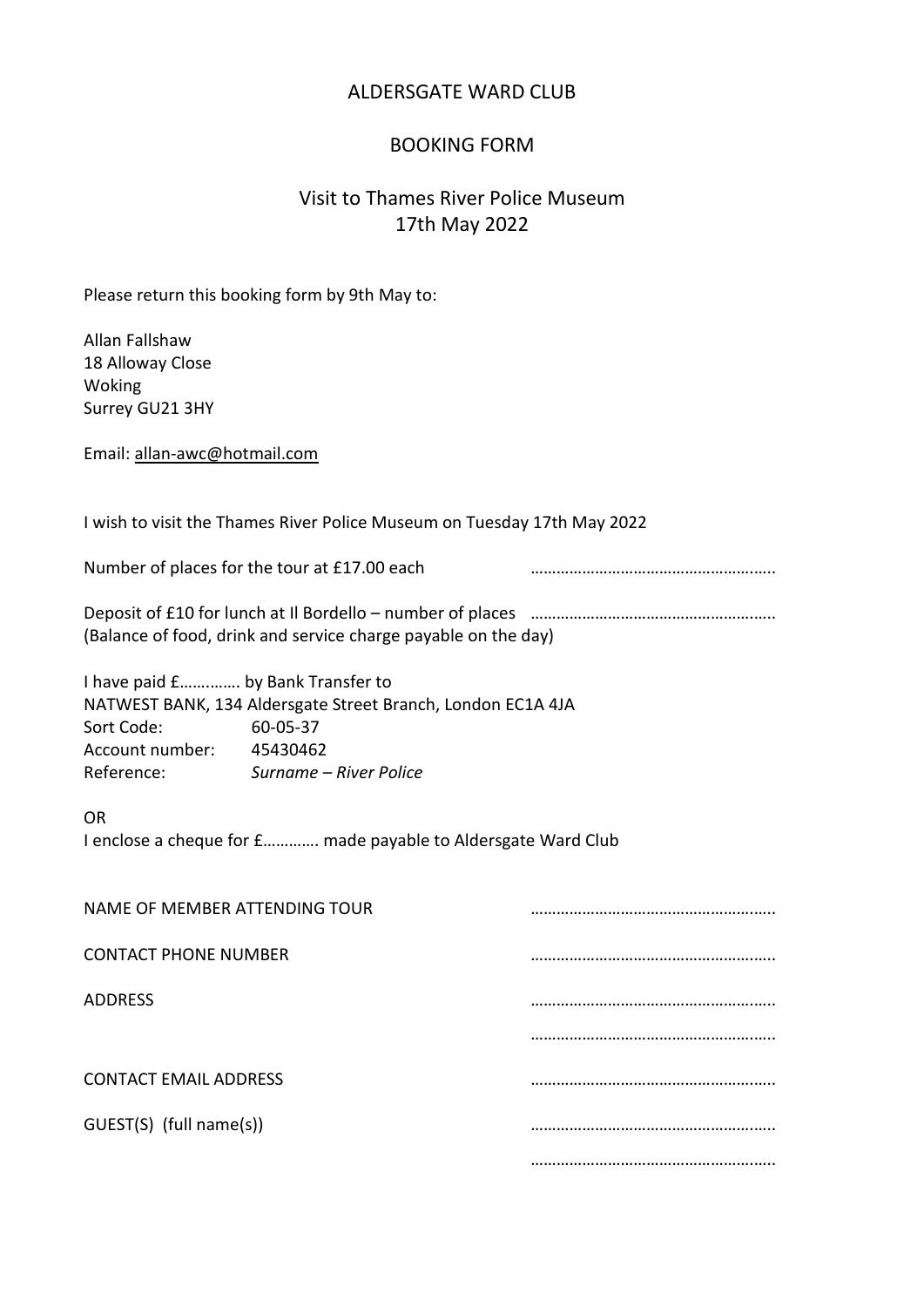# ALDERSGATE WARD CLUB

## BOOKING FORM

### Visit to Thames River Police Museum
### 17th May 2022

Please return this booking form by 9th May to:

Allan Fallshaw
18 Alloway Close
Woking
Surrey GU21 3HY

Email: allan-awc@hotmail.com

I wish to visit the Thames River Police Museum on Tuesday 17th May 2022

Number of places for the tour at £17.00 each ………………………………………………..

Deposit of £10 for lunch at Il Bordello – number of places ………………………………………………..
(Balance of food, drink and service charge payable on the day)

I have paid £………….. by Bank Transfer to
NATWEST BANK, 134 Aldersgate Street Branch, London EC1A 4JA

| | |
|---|---|
| Sort Code: | 60-05-37 |
| Account number: | 45430462 |
| Reference: | *Surname – River Police* |

OR
I enclose a cheque for £…………. made payable to Aldersgate Ward Club

NAME OF MEMBER ATTENDING TOUR ………………………………………………..

CONTACT PHONE NUMBER ………………………………………………..

ADDRESS ………………………………………………..
………………………………………………..

CONTACT EMAIL ADDRESS ………………………………………………..

GUEST(S) (full name(s)) ………………………………………………..
………………………………………………..